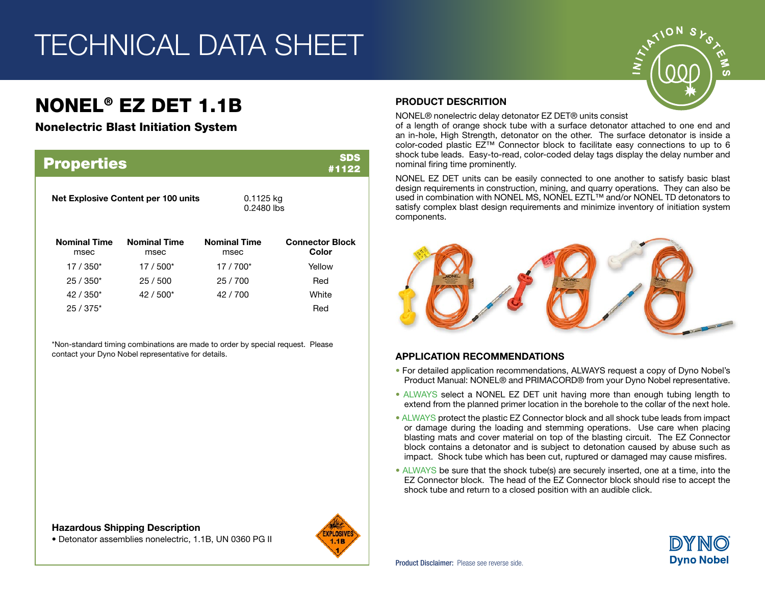# TECHNICAL DATA SHEET

## NONEL® EZ DET 1.1B

### Nonelectric Blast Initiation System

## Properties

SDS #1122

**Net Explosive Content per 100 units** 0.1125 kg 0.2480 lbs

| Nominal Time msec | Nominal Time msec | Nominal Time msec | Connector Block Color |
|---|---|---|---|
| 17 / 350* | 17 / 500* | 17 / 700* | Yellow |
| 25 / 350* | 25 / 500 | 25 / 700 | Red |
| 42 / 350* | 42 / 500* | 42 / 700 | White |
| 25 / 375* | | | Red |

*Non-standard timing combinations are made to order by special request. Please contact your Dyno Nobel representative for details.

**Hazardous Shipping Description**

- Detonator assemblies nonelectric, 1.1B, UN 0360 PG II

## PRODUCT DESCRITION

NONEL® nonelectric delay detonator EZ DET® units consist of a length of orange shock tube with a surface detonator attached to one end and an in-hole, High Strength, detonator on the other. The surface detonator is inside a color-coded plastic EZ™ Connector block to facilitate easy connections to up to 6 shock tube leads. Easy-to-read, color-coded delay tags display the delay number and nominal firing time prominently.

NONEL EZ DET units can be easily connected to one another to satisfy basic blast design requirements in construction, mining, and quarry operations. They can also be used in combination with NONEL MS, NONEL EZTL™ and/or NONEL TD detonators to satisfy complex blast design requirements and minimize inventory of initiation system components.

## APPLICATION RECOMMENDATIONS

- For detailed application recommendations, ALWAYS request a copy of Dyno Nobel's Product Manual: NONEL® and PRIMACORD® from your Dyno Nobel representative.
- ALWAYS select a NONEL EZ DET unit having more than enough tubing length to extend from the planned primer location in the borehole to the collar of the next hole.
- ALWAYS protect the plastic EZ Connector block and all shock tube leads from impact or damage during the loading and stemming operations. Use care when placing blasting mats and cover material on top of the blasting circuit. The EZ Connector block contains a detonator and is subject to detonation caused by abuse such as impact. Shock tube which has been cut, ruptured or damaged may cause misfires.
- ALWAYS be sure that the shock tube(s) are securely inserted, one at a time, into the EZ Connector block. The head of the EZ Connector block should rise to accept the shock tube and return to a closed position with an audible click.

**Product Disclaimer:** Please see reverse side.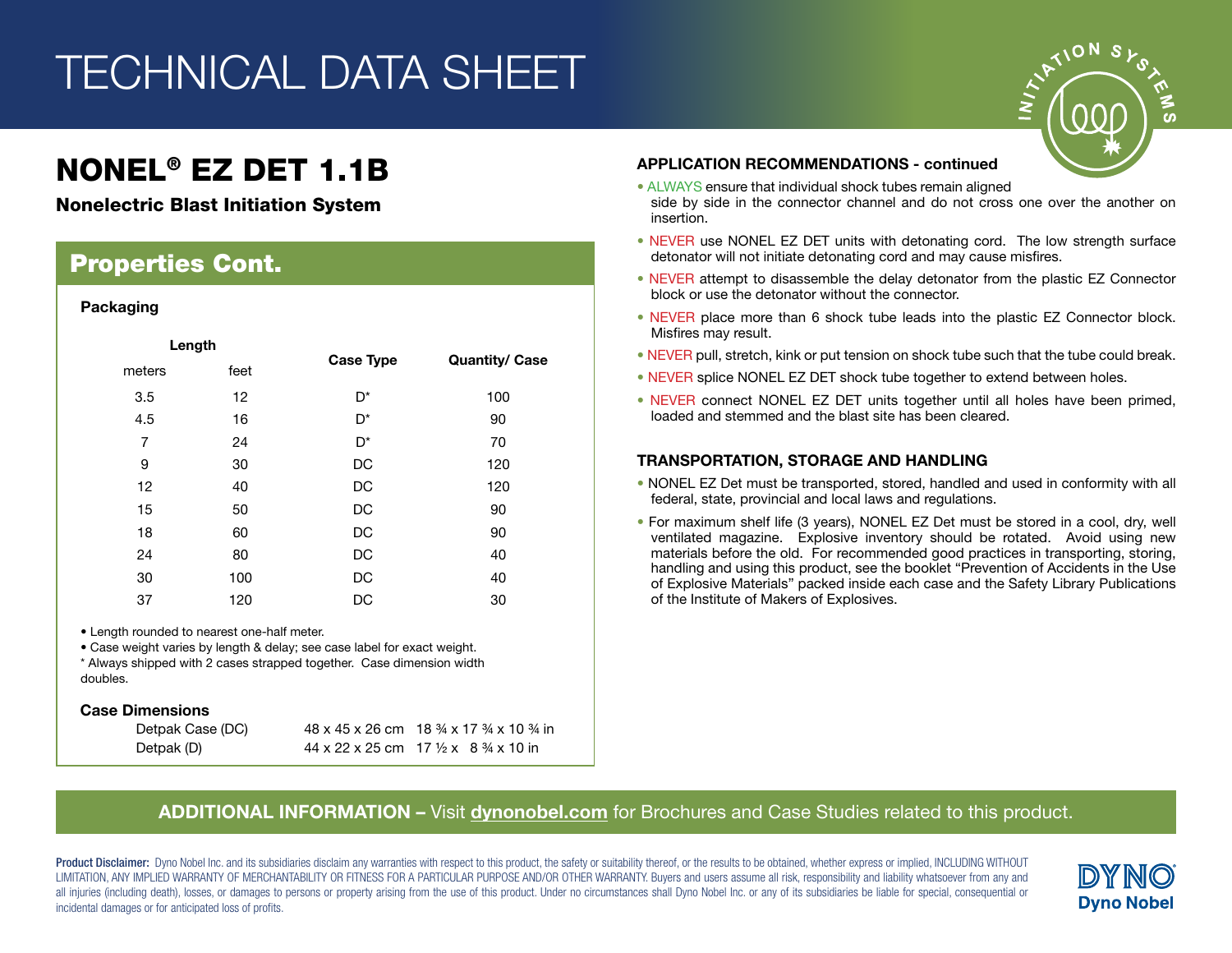# TECHNICAL DATA SHEET

## NONEL® EZ DET 1.1B

**Nonelectric Blast Initiation System**

### Properties Cont.

**Packaging**

| Length | | Case Type | Quantity/ Case |
|---|---|---|---|
| meters | feet | | |
| 3.5 | 12 | D* | 100 |
| 4.5 | 16 | D* | 90 |
| 7 | 24 | D* | 70 |
| 9 | 30 | DC | 120 |
| 12 | 40 | DC | 120 |
| 15 | 50 | DC | 90 |
| 18 | 60 | DC | 90 |
| 24 | 80 | DC | 40 |
| 30 | 100 | DC | 40 |
| 37 | 120 | DC | 30 |

- Length rounded to nearest one-half meter.
- Case weight varies by length & delay; see case label for exact weight.

* Always shipped with 2 cases strapped together. Case dimension width doubles.

**Case Dimensions**

| | | |
|---|---|---|
| Detpak Case (DC) | 48 x 45 x 26 cm | 18 ¾ x 17 ¾ x 10 ¾ in |
| Detpak (D) | 44 x 22 x 25 cm | 17 ½ x 8 ¾ x 10 in |

### APPLICATION RECOMMENDATIONS - continued

- ALWAYS ensure that individual shock tubes remain aligned side by side in the connector channel and do not cross one over the another on insertion.
- NEVER use NONEL EZ DET units with detonating cord. The low strength surface detonator will not initiate detonating cord and may cause misfires.
- NEVER attempt to disassemble the delay detonator from the plastic EZ Connector block or use the detonator without the connector.
- NEVER place more than 6 shock tube leads into the plastic EZ Connector block. Misfires may result.
- NEVER pull, stretch, kink or put tension on shock tube such that the tube could break.
- NEVER splice NONEL EZ DET shock tube together to extend between holes.
- NEVER connect NONEL EZ DET units together until all holes have been primed, loaded and stemmed and the blast site has been cleared.

### TRANSPORTATION, STORAGE AND HANDLING

- NONEL EZ Det must be transported, stored, handled and used in conformity with all federal, state, provincial and local laws and regulations.
- For maximum shelf life (3 years), NONEL EZ Det must be stored in a cool, dry, well ventilated magazine. Explosive inventory should be rotated. Avoid using new materials before the old. For recommended good practices in transporting, storing, handling and using this product, see the booklet "Prevention of Accidents in the Use of Explosive Materials" packed inside each case and the Safety Library Publications of the Institute of Makers of Explosives.

**ADDITIONAL INFORMATION –** Visit **dynonobel.com** for Brochures and Case Studies related to this product.

**Product Disclaimer:** Dyno Nobel Inc. and its subsidiaries disclaim any warranties with respect to this product, the safety or suitability thereof, or the results to be obtained, whether express or implied, INCLUDING WITHOUT LIMITATION, ANY IMPLIED WARRANTY OF MERCHANTABILITY OR FITNESS FOR A PARTICULAR PURPOSE AND/OR OTHER WARRANTY. Buyers and users assume all risk, responsibility and liability whatsoever from any and all injuries (including death), losses, or damages to persons or property arising from the use of this product. Under no circumstances shall Dyno Nobel Inc. or any of its subsidiaries be liable for special, consequential or incidental damages or for anticipated loss of profits.